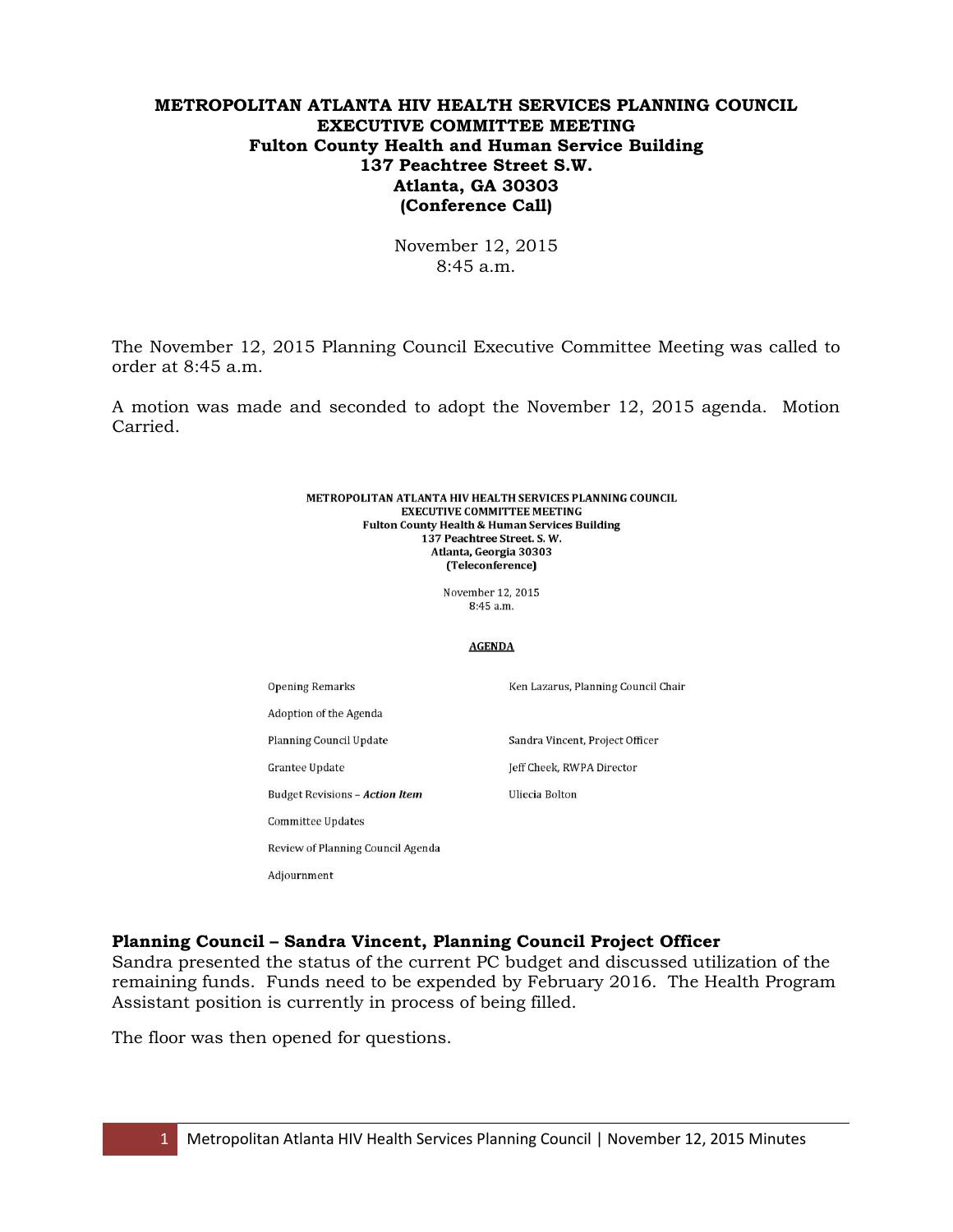**METROPOLITAN ATLANTA HIV HEALTH SERVICES PLANNING COUNCIL**
**EXECUTIVE COMMITTEE MEETING**
**Fulton County Health and Human Service Building**
**137 Peachtree Street S.W.**
**Atlanta, GA 30303**
**(Conference Call)**

November 12, 2015
8:45 a.m.

The November 12, 2015 Planning Council Executive Committee Meeting was called to order at 8:45 a.m.

A motion was made and seconded to adopt the November 12, 2015 agenda. Motion Carried.

**METROPOLITAN ATLANTA HIV HEALTH SERVICES PLANNING COUNCIL**
**EXECUTIVE COMMITTEE MEETING**
**Fulton County Health & Human Services Building**
**137 Peachtree Street. S. W.**
**Atlanta, Georgia 30303**
**(Teleconference)**

November 12, 2015
8:45 a.m.

**AGENDA**

| | |
|---|---|
| Opening Remarks | Ken Lazarus, Planning Council Chair |
| Adoption of the Agenda | |
| Planning Council Update | Sandra Vincent, Project Officer |
| Grantee Update | Jeff Cheek, RWPA Director |
| Budget Revisions – ***Action Item*** | Uliecia Bolton |
| Committee Updates | |
| Review of Planning Council Agenda | |
| Adjournment | |

### Planning Council – Sandra Vincent, Planning Council Project Officer

Sandra presented the status of the current PC budget and discussed utilization of the remaining funds. Funds need to be expended by February 2016. The Health Program Assistant position is currently in process of being filled.

The floor was then opened for questions.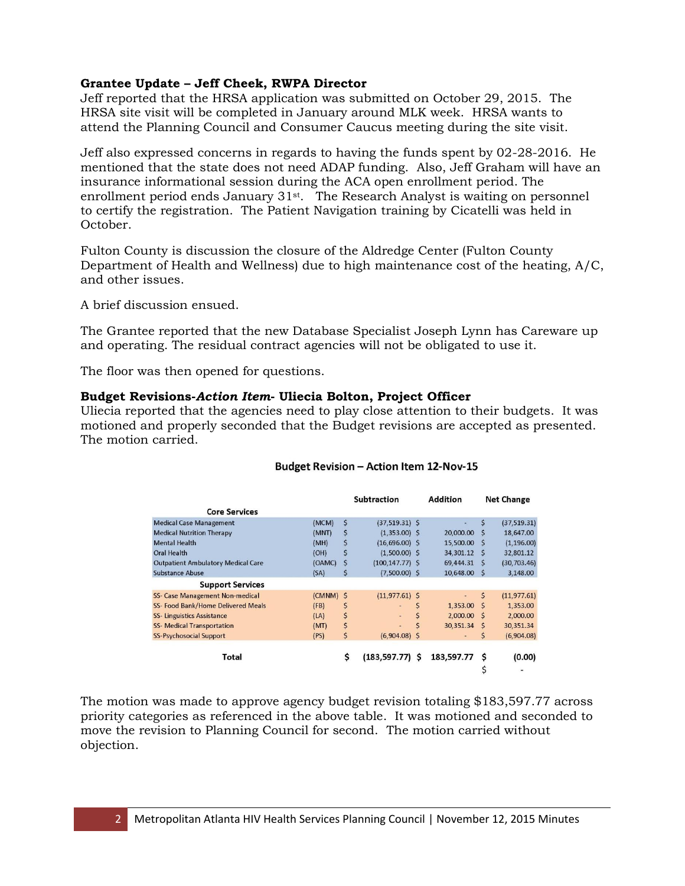**Grantee Update – Jeff Cheek, RWPA Director**

Jeff reported that the HRSA application was submitted on October 29, 2015. The HRSA site visit will be completed in January around MLK week. HRSA wants to attend the Planning Council and Consumer Caucus meeting during the site visit.

Jeff also expressed concerns in regards to having the funds spent by 02-28-2016. He mentioned that the state does not need ADAP funding. Also, Jeff Graham will have an insurance informational session during the ACA open enrollment period. The enrollment period ends January 31st. The Research Analyst is waiting on personnel to certify the registration. The Patient Navigation training by Cicatelli was held in October.

Fulton County is discussion the closure of the Aldredge Center (Fulton County Department of Health and Wellness) due to high maintenance cost of the heating, A/C, and other issues.

A brief discussion ensued.

The Grantee reported that the new Database Specialist Joseph Lynn has Careware up and operating. The residual contract agencies will not be obligated to use it.

The floor was then opened for questions.

**Budget Revisions-*Action Item*- Uliecia Bolton, Project Officer**

Uliecia reported that the agencies need to play close attention to their budgets. It was motioned and properly seconded that the Budget revisions are accepted as presented. The motion carried.

**Budget Revision – Action Item 12-Nov-15**

| | | Subtraction | Addition | Net Change |
|---|---|---|---|---|
| **Core Services** | | | | |
| Medical Case Management | (MCM) | $ (37,519.31) | $ - | $ (37,519.31) |
| Medical Nutrition Therapy | (MNT) | $ (1,353.00) | $ 20,000.00 | $ 18,647.00 |
| Mental Health | (MH) | $ (16,696.00) | $ 15,500.00 | $ (1,196.00) |
| Oral Health | (OH) | $ (1,500.00) | $ 34,301.12 | $ 32,801.12 |
| Outpatient Ambulatory Medical Care | (OAMC) | $ (100,147.77) | $ 69,444.31 | $ (30,703.46) |
| Substance Abuse | (SA) | $ (7,500.00) | $ 10,648.00 | $ 3,148.00 |
| **Support Services** | | | | |
| SS- Case Management Non-medical | (CMNM) | $ (11,977.61) | $ - | $ (11,977.61) |
| SS- Food Bank/Home Delivered Meals | (FB) | $ - | $ 1,353.00 | $ 1,353.00 |
| SS- Linguistics Assistance | (LA) | $ - | $ 2,000.00 | $ 2,000.00 |
| SS- Medical Transportation | (MT) | $ - | $ 30,351.34 | $ 30,351.34 |
| SS-Psychosocial Support | (PS) | $ (6,904.08) | $ - | $ (6,904.08) |
| **Total** | | **$ (183,597.77)** | **$ 183,597.77** | **$ (0.00)** |
| | | | | $ - |

The motion was made to approve agency budget revision totaling $183,597.77 across priority categories as referenced in the above table. It was motioned and seconded to move the revision to Planning Council for second. The motion carried without objection.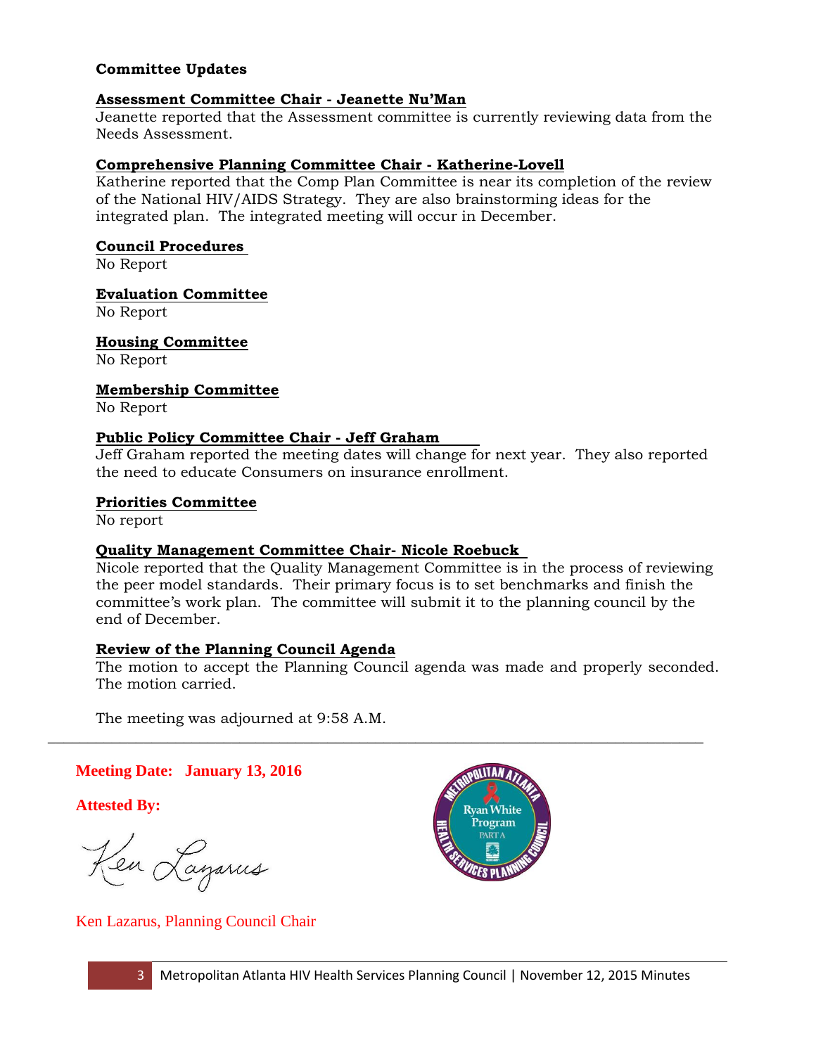**Committee Updates**

**Assessment Committee Chair - Jeanette Nu'Man**

Jeanette reported that the Assessment committee is currently reviewing data from the Needs Assessment.

**Comprehensive Planning Committee Chair - Katherine-Lovell**

Katherine reported that the Comp Plan Committee is near its completion of the review of the National HIV/AIDS Strategy. They are also brainstorming ideas for the integrated plan. The integrated meeting will occur in December.

**Council Procedures**

No Report

**Evaluation Committee**

No Report

**Housing Committee**

No Report

**Membership Committee**

No Report

**Public Policy Committee Chair - Jeff Graham**

Jeff Graham reported the meeting dates will change for next year. They also reported the need to educate Consumers on insurance enrollment.

**Priorities Committee**

No report

**Quality Management Committee Chair- Nicole Roebuck**

Nicole reported that the Quality Management Committee is in the process of reviewing the peer model standards. Their primary focus is to set benchmarks and finish the committee's work plan. The committee will submit it to the planning council by the end of December.

**Review of the Planning Council Agenda**

The motion to accept the Planning Council agenda was made and properly seconded. The motion carried.

The meeting was adjourned at 9:58 A.M.

---

**Meeting Date: January 13, 2016**

**Attested By:**

Ken Lazarus

Ken Lazarus, Planning Council Chair